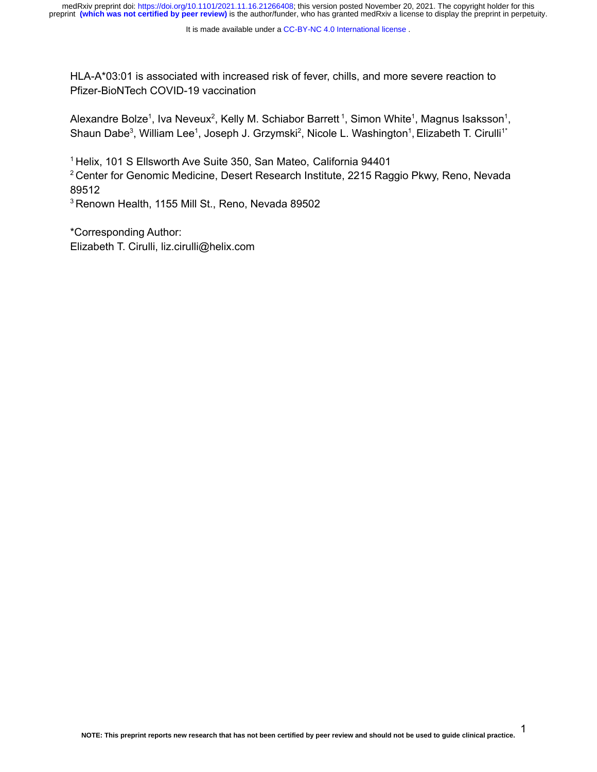HLA-A*03:01 is associated with increased risk of fever, chills, and more severe reaction to Pfizer-BioNTech COVID-19 vaccination

Alexandre Bolze[1], Iva Neveux[2], Kelly M. Schiabor Barrett[1], Simon White[1], Magnus Isaksson[1], Shaun Dabe[3], William Lee[1], Joseph J. Grzymski[2], Nicole L. Washington[1], Elizabeth T. Cirulli[1*]

[1] Helix, 101 S Ellsworth Ave Suite 350, San Mateo, California 94401

[2] Center for Genomic Medicine, Desert Research Institute, 2215 Raggio Pkwy, Reno, Nevada 89512

[3] Renown Health, 1155 Mill St., Reno, Nevada 89502

*Corresponding Author:

Elizabeth T. Cirulli, liz.cirulli@helix.com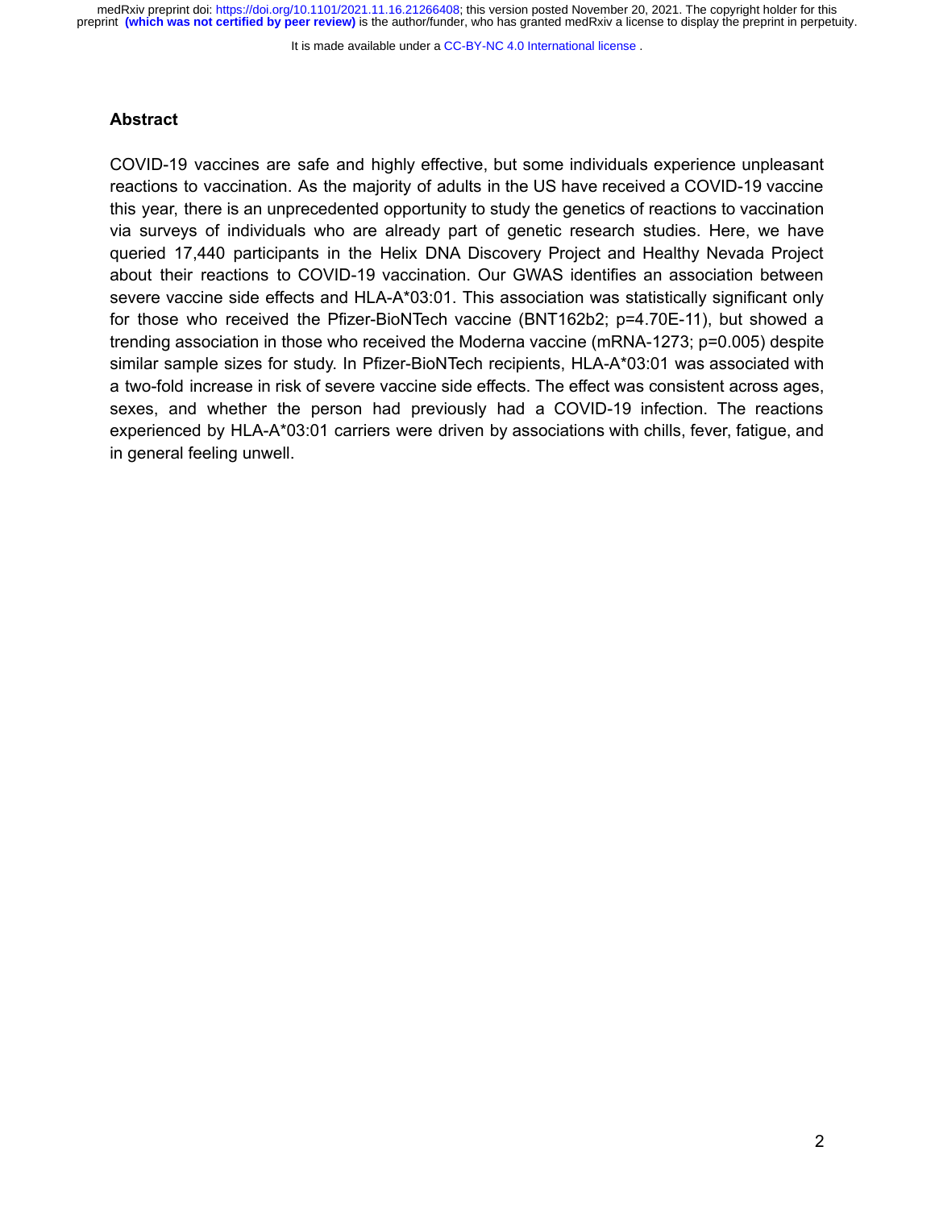## Abstract

COVID-19 vaccines are safe and highly effective, but some individuals experience unpleasant reactions to vaccination. As the majority of adults in the US have received a COVID-19 vaccine this year, there is an unprecedented opportunity to study the genetics of reactions to vaccination via surveys of individuals who are already part of genetic research studies. Here, we have queried 17,440 participants in the Helix DNA Discovery Project and Healthy Nevada Project about their reactions to COVID-19 vaccination. Our GWAS identifies an association between severe vaccine side effects and HLA-A*03:01. This association was statistically significant only for those who received the Pfizer-BioNTech vaccine (BNT162b2; p=4.70E-11), but showed a trending association in those who received the Moderna vaccine (mRNA-1273; p=0.005) despite similar sample sizes for study. In Pfizer-BioNTech recipients, HLA-A*03:01 was associated with a two-fold increase in risk of severe vaccine side effects. The effect was consistent across ages, sexes, and whether the person had previously had a COVID-19 infection. The reactions experienced by HLA-A*03:01 carriers were driven by associations with chills, fever, fatigue, and in general feeling unwell.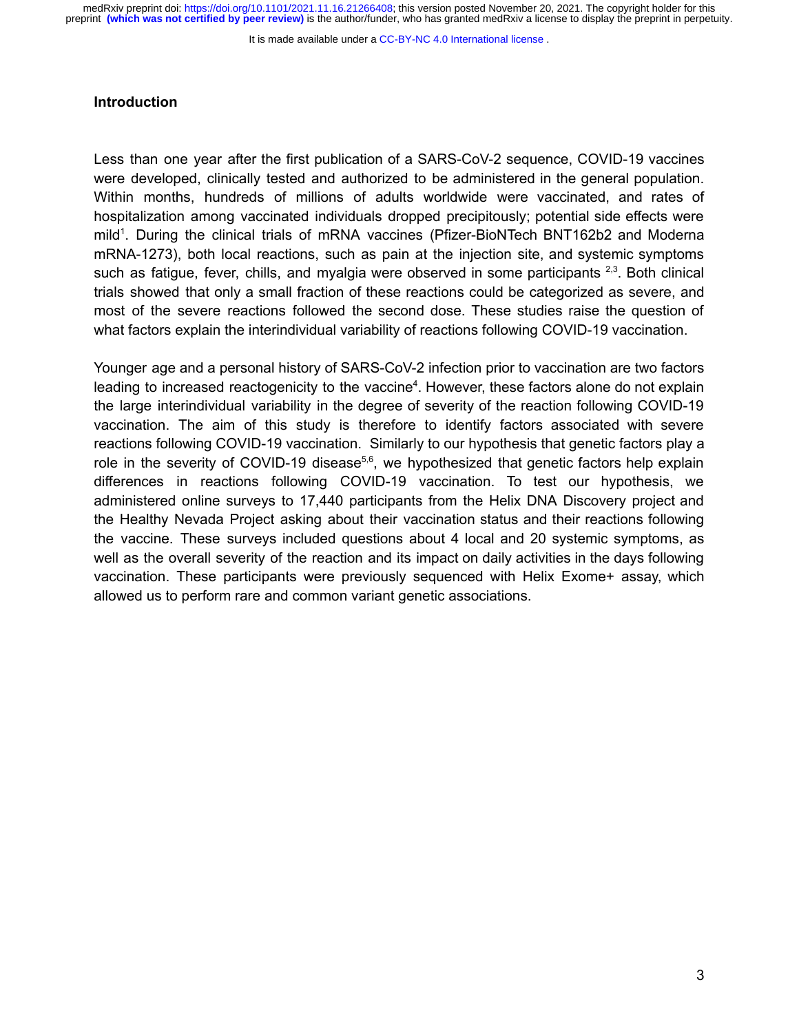## Introduction

Less than one year after the first publication of a SARS-CoV-2 sequence, COVID-19 vaccines were developed, clinically tested and authorized to be administered in the general population. Within months, hundreds of millions of adults worldwide were vaccinated, and rates of hospitalization among vaccinated individuals dropped precipitously; potential side effects were mild[1]. During the clinical trials of mRNA vaccines (Pfizer-BioNTech BNT162b2 and Moderna mRNA-1273), both local reactions, such as pain at the injection site, and systemic symptoms such as fatigue, fever, chills, and myalgia were observed in some participants [2,3]. Both clinical trials showed that only a small fraction of these reactions could be categorized as severe, and most of the severe reactions followed the second dose. These studies raise the question of what factors explain the interindividual variability of reactions following COVID-19 vaccination.

Younger age and a personal history of SARS-CoV-2 infection prior to vaccination are two factors leading to increased reactogenicity to the vaccine[4]. However, these factors alone do not explain the large interindividual variability in the degree of severity of the reaction following COVID-19 vaccination. The aim of this study is therefore to identify factors associated with severe reactions following COVID-19 vaccination. Similarly to our hypothesis that genetic factors play a role in the severity of COVID-19 disease[5,6], we hypothesized that genetic factors help explain differences in reactions following COVID-19 vaccination. To test our hypothesis, we administered online surveys to 17,440 participants from the Helix DNA Discovery project and the Healthy Nevada Project asking about their vaccination status and their reactions following the vaccine. These surveys included questions about 4 local and 20 systemic symptoms, as well as the overall severity of the reaction and its impact on daily activities in the days following vaccination. These participants were previously sequenced with Helix Exome+ assay, which allowed us to perform rare and common variant genetic associations.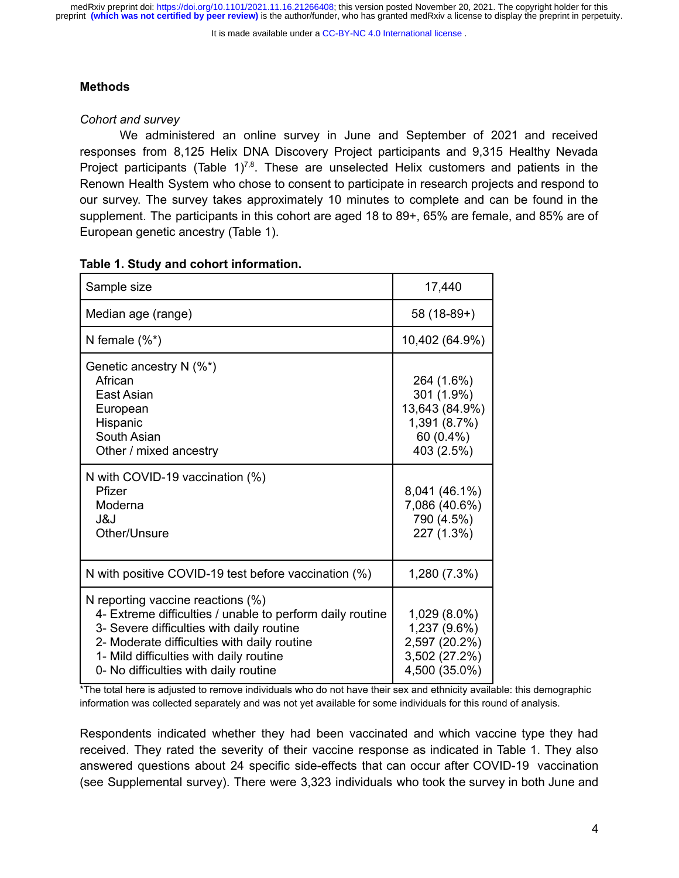## Methods

*Cohort and survey*

We administered an online survey in June and September of 2021 and received responses from 8,125 Helix DNA Discovery Project participants and 9,315 Healthy Nevada Project participants (Table 1)[7,8]. These are unselected Helix customers and patients in the Renown Health System who chose to consent to participate in research projects and respond to our survey. The survey takes approximately 10 minutes to complete and can be found in the supplement. The participants in this cohort are aged 18 to 89+, 65% are female, and 85% are of European genetic ancestry (Table 1).

**Table 1. Study and cohort information.**

| | |
|---|---|
| Sample size | 17,440 |
| Median age (range) | 58 (18-89+) |
| N female (%*) | 10,402 (64.9%) |
| Genetic ancestry N (%*) | |
| African | 264 (1.6%) |
| East Asian | 301 (1.9%) |
| European | 13,643 (84.9%) |
| Hispanic | 1,391 (8.7%) |
| South Asian | 60 (0.4%) |
| Other / mixed ancestry | 403 (2.5%) |
| N with COVID-19 vaccination (%) | |
| Pfizer | 8,041 (46.1%) |
| Moderna | 7,086 (40.6%) |
| J&J | 790 (4.5%) |
| Other/Unsure | 227 (1.3%) |
| N with positive COVID-19 test before vaccination (%) | 1,280 (7.3%) |
| N reporting vaccine reactions (%) | |
| 4- Extreme difficulties / unable to perform daily routine | 1,029 (8.0%) |
| 3- Severe difficulties with daily routine | 1,237 (9.6%) |
| 2- Moderate difficulties with daily routine | 2,597 (20.2%) |
| 1- Mild difficulties with daily routine | 3,502 (27.2%) |
| 0- No difficulties with daily routine | 4,500 (35.0%) |

*The total here is adjusted to remove individuals who do not have their sex and ethnicity available: this demographic information was collected separately and was not yet available for some individuals for this round of analysis.

Respondents indicated whether they had been vaccinated and which vaccine type they had received. They rated the severity of their vaccine response as indicated in Table 1. They also answered questions about 24 specific side-effects that can occur after COVID-19 vaccination (see Supplemental survey). There were 3,323 individuals who took the survey in both June and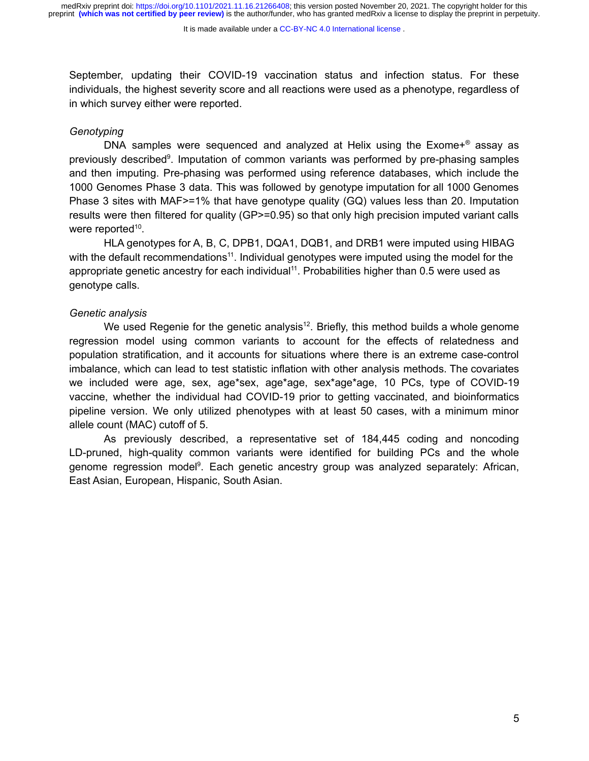September, updating their COVID-19 vaccination status and infection status. For these individuals, the highest severity score and all reactions were used as a phenotype, regardless of in which survey either were reported.

*Genotyping*

DNA samples were sequenced and analyzed at Helix using the Exome+® assay as previously described[9]. Imputation of common variants was performed by pre-phasing samples and then imputing. Pre-phasing was performed using reference databases, which include the 1000 Genomes Phase 3 data. This was followed by genotype imputation for all 1000 Genomes Phase 3 sites with MAF>=1% that have genotype quality (GQ) values less than 20. Imputation results were then filtered for quality (GP>=0.95) so that only high precision imputed variant calls were reported[10].

HLA genotypes for A, B, C, DPB1, DQA1, DQB1, and DRB1 were imputed using HIBAG with the default recommendations[11]. Individual genotypes were imputed using the model for the appropriate genetic ancestry for each individual[11]. Probabilities higher than 0.5 were used as genotype calls.

*Genetic analysis*

We used Regenie for the genetic analysis[12]. Briefly, this method builds a whole genome regression model using common variants to account for the effects of relatedness and population stratification, and it accounts for situations where there is an extreme case-control imbalance, which can lead to test statistic inflation with other analysis methods. The covariates we included were age, sex, age*sex, age*age, sex*age*age, 10 PCs, type of COVID-19 vaccine, whether the individual had COVID-19 prior to getting vaccinated, and bioinformatics pipeline version. We only utilized phenotypes with at least 50 cases, with a minimum minor allele count (MAC) cutoff of 5.

As previously described, a representative set of 184,445 coding and noncoding LD-pruned, high-quality common variants were identified for building PCs and the whole genome regression model[9]. Each genetic ancestry group was analyzed separately: African, East Asian, European, Hispanic, South Asian.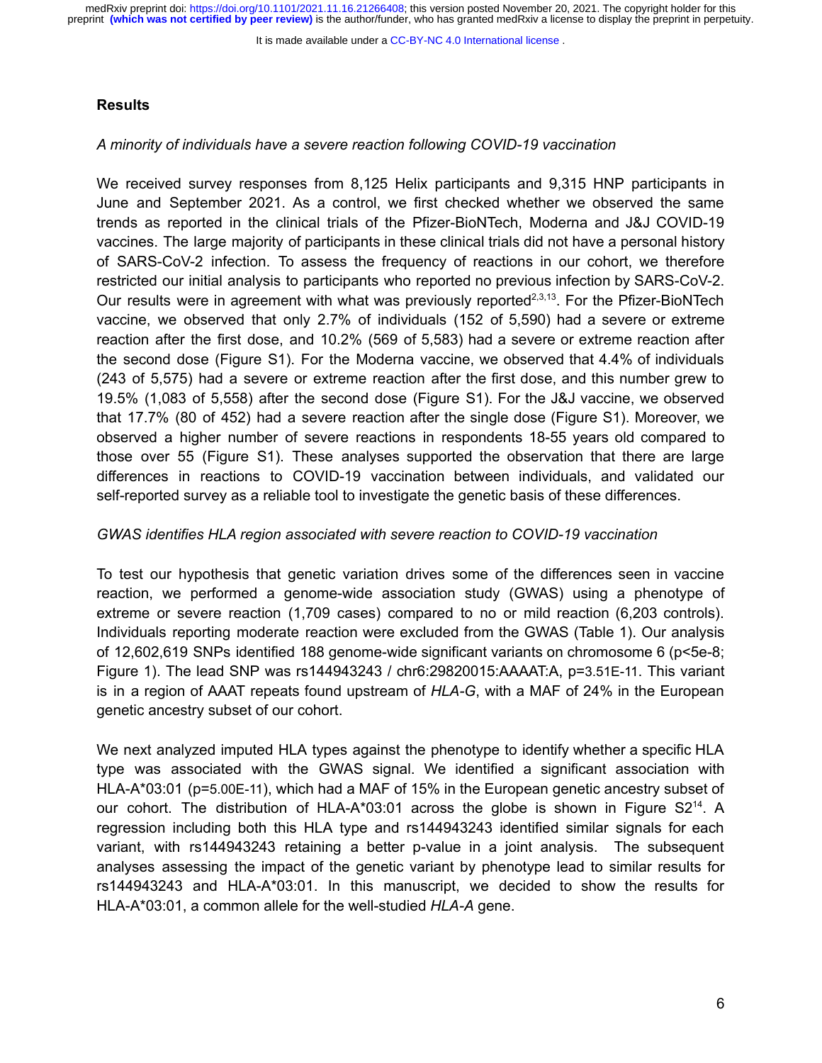## Results

*A minority of individuals have a severe reaction following COVID-19 vaccination*

We received survey responses from 8,125 Helix participants and 9,315 HNP participants in June and September 2021. As a control, we first checked whether we observed the same trends as reported in the clinical trials of the Pfizer-BioNTech, Moderna and J&J COVID-19 vaccines. The large majority of participants in these clinical trials did not have a personal history of SARS-CoV-2 infection. To assess the frequency of reactions in our cohort, we therefore restricted our initial analysis to participants who reported no previous infection by SARS-CoV-2. Our results were in agreement with what was previously reported[2,3,13]. For the Pfizer-BioNTech vaccine, we observed that only 2.7% of individuals (152 of 5,590) had a severe or extreme reaction after the first dose, and 10.2% (569 of 5,583) had a severe or extreme reaction after the second dose (Figure S1). For the Moderna vaccine, we observed that 4.4% of individuals (243 of 5,575) had a severe or extreme reaction after the first dose, and this number grew to 19.5% (1,083 of 5,558) after the second dose (Figure S1). For the J&J vaccine, we observed that 17.7% (80 of 452) had a severe reaction after the single dose (Figure S1). Moreover, we observed a higher number of severe reactions in respondents 18-55 years old compared to those over 55 (Figure S1). These analyses supported the observation that there are large differences in reactions to COVID-19 vaccination between individuals, and validated our self-reported survey as a reliable tool to investigate the genetic basis of these differences.

*GWAS identifies HLA region associated with severe reaction to COVID-19 vaccination*

To test our hypothesis that genetic variation drives some of the differences seen in vaccine reaction, we performed a genome-wide association study (GWAS) using a phenotype of extreme or severe reaction (1,709 cases) compared to no or mild reaction (6,203 controls). Individuals reporting moderate reaction were excluded from the GWAS (Table 1). Our analysis of 12,602,619 SNPs identified 188 genome-wide significant variants on chromosome 6 ($p<5e-8$; Figure 1). The lead SNP was rs144943243 / chr6:29820015:AAAAT:A, p=3.51E-11. This variant is in a region of AAAT repeats found upstream of *HLA-G*, with a MAF of 24% in the European genetic ancestry subset of our cohort.

We next analyzed imputed HLA types against the phenotype to identify whether a specific HLA type was associated with the GWAS signal. We identified a significant association with HLA-A*03:01 (p=5.00E-11), which had a MAF of 15% in the European genetic ancestry subset of our cohort. The distribution of HLA-A*03:01 across the globe is shown in Figure S2[14]. A regression including both this HLA type and rs144943243 identified similar signals for each variant, with rs144943243 retaining a better p-value in a joint analysis. The subsequent analyses assessing the impact of the genetic variant by phenotype lead to similar results for rs144943243 and HLA-A*03:01. In this manuscript, we decided to show the results for HLA-A*03:01, a common allele for the well-studied *HLA-A* gene.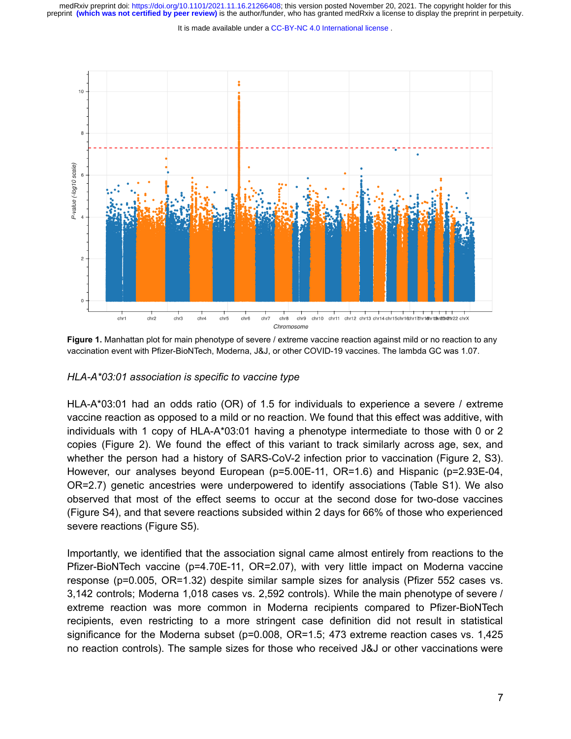**Figure 1.** Manhattan plot for main phenotype of severe / extreme vaccine reaction against mild or no reaction to any vaccination event with Pfizer-BioNTech, Moderna, J&J, or other COVID-19 vaccines. The lambda GC was 1.07.

*HLA-A*03:01 association is specific to vaccine type*

HLA-A*03:01 had an odds ratio (OR) of 1.5 for individuals to experience a severe / extreme vaccine reaction as opposed to a mild or no reaction. We found that this effect was additive, with individuals with 1 copy of HLA-A*03:01 having a phenotype intermediate to those with 0 or 2 copies (Figure 2). We found the effect of this variant to track similarly across age, sex, and whether the person had a history of SARS-CoV-2 infection prior to vaccination (Figure 2, S3). However, our analyses beyond European (p=5.00E-11, OR=1.6) and Hispanic (p=2.93E-04, OR=2.7) genetic ancestries were underpowered to identify associations (Table S1). We also observed that most of the effect seems to occur at the second dose for two-dose vaccines (Figure S4), and that severe reactions subsided within 2 days for 66% of those who experienced severe reactions (Figure S5).

Importantly, we identified that the association signal came almost entirely from reactions to the Pfizer-BioNTech vaccine (p=4.70E-11, OR=2.07), with very little impact on Moderna vaccine response (p=0.005, OR=1.32) despite similar sample sizes for analysis (Pfizer 552 cases vs. 3,142 controls; Moderna 1,018 cases vs. 2,592 controls). While the main phenotype of severe / extreme reaction was more common in Moderna recipients compared to Pfizer-BioNTech recipients, even restricting to a more stringent case definition did not result in statistical significance for the Moderna subset (p=0.008, OR=1.5; 473 extreme reaction cases vs. 1,425 no reaction controls). The sample sizes for those who received J&J or other vaccinations were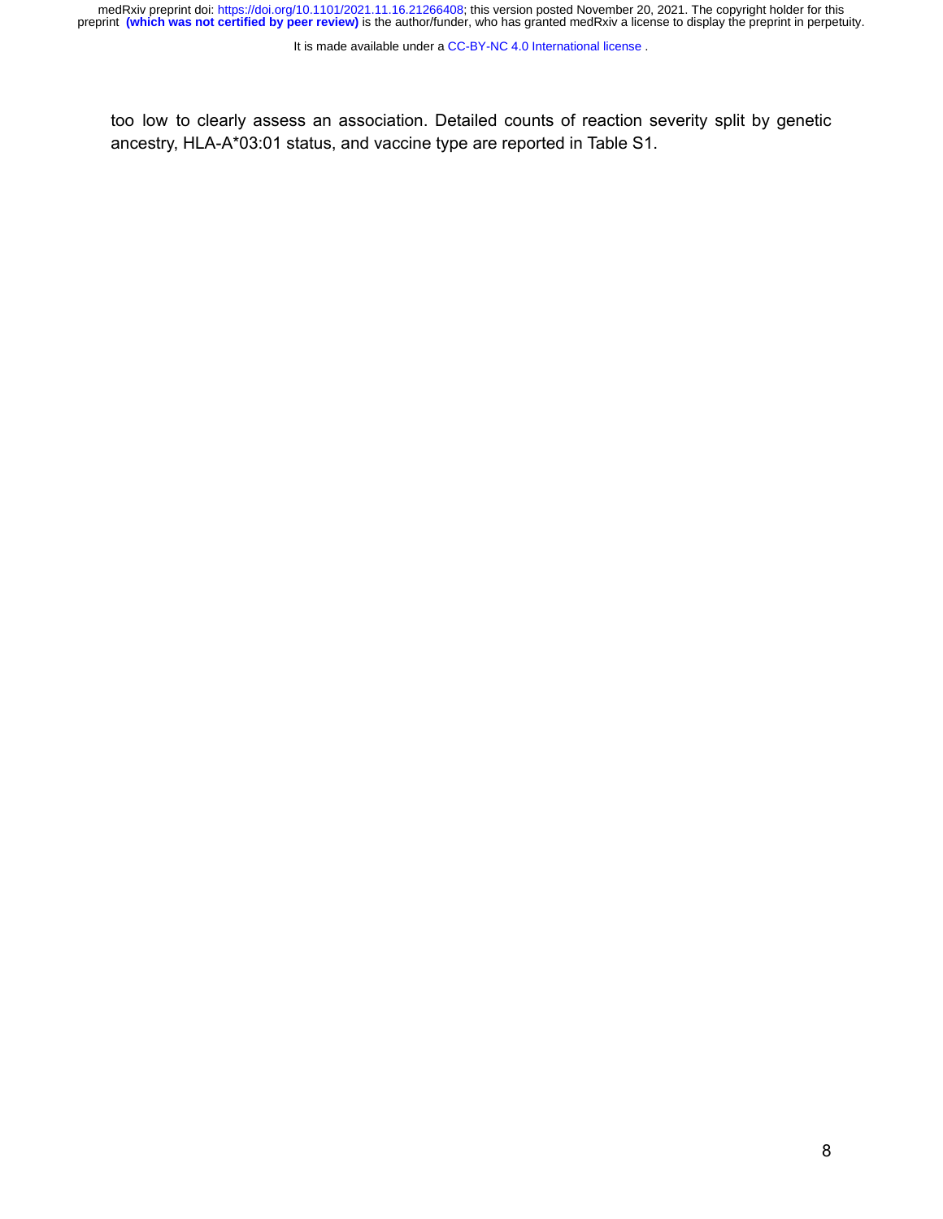too low to clearly assess an association. Detailed counts of reaction severity split by genetic ancestry, HLA-A*03:01 status, and vaccine type are reported in Table S1.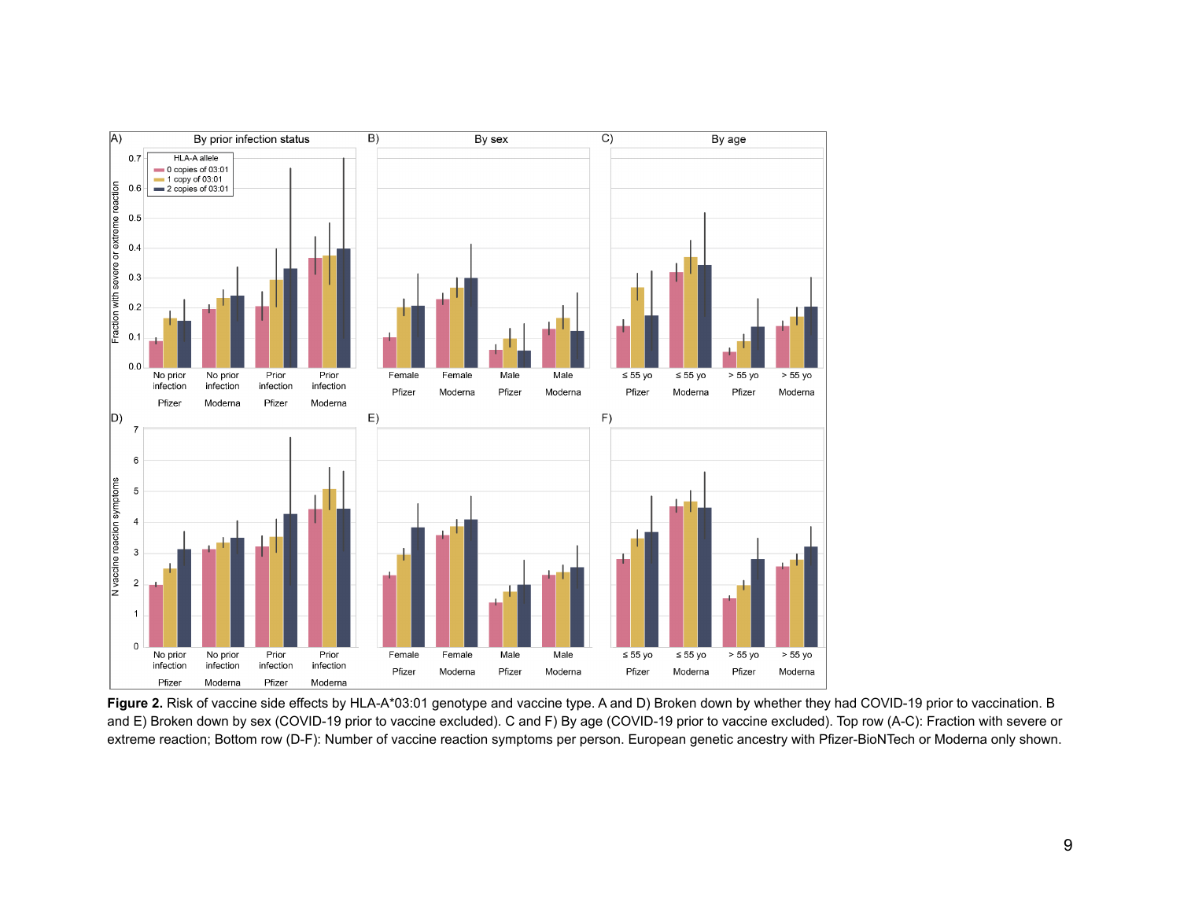**Figure 2.** Risk of vaccine side effects by HLA-A*03:01 genotype and vaccine type. A and D) Broken down by whether they had COVID-19 prior to vaccination. B and E) Broken down by sex (COVID-19 prior to vaccine excluded). C and F) By age (COVID-19 prior to vaccine excluded). Top row (A-C): Fraction with severe or extreme reaction; Bottom row (D-F): Number of vaccine reaction symptoms per person. European genetic ancestry with Pfizer-BioNTech or Moderna only shown.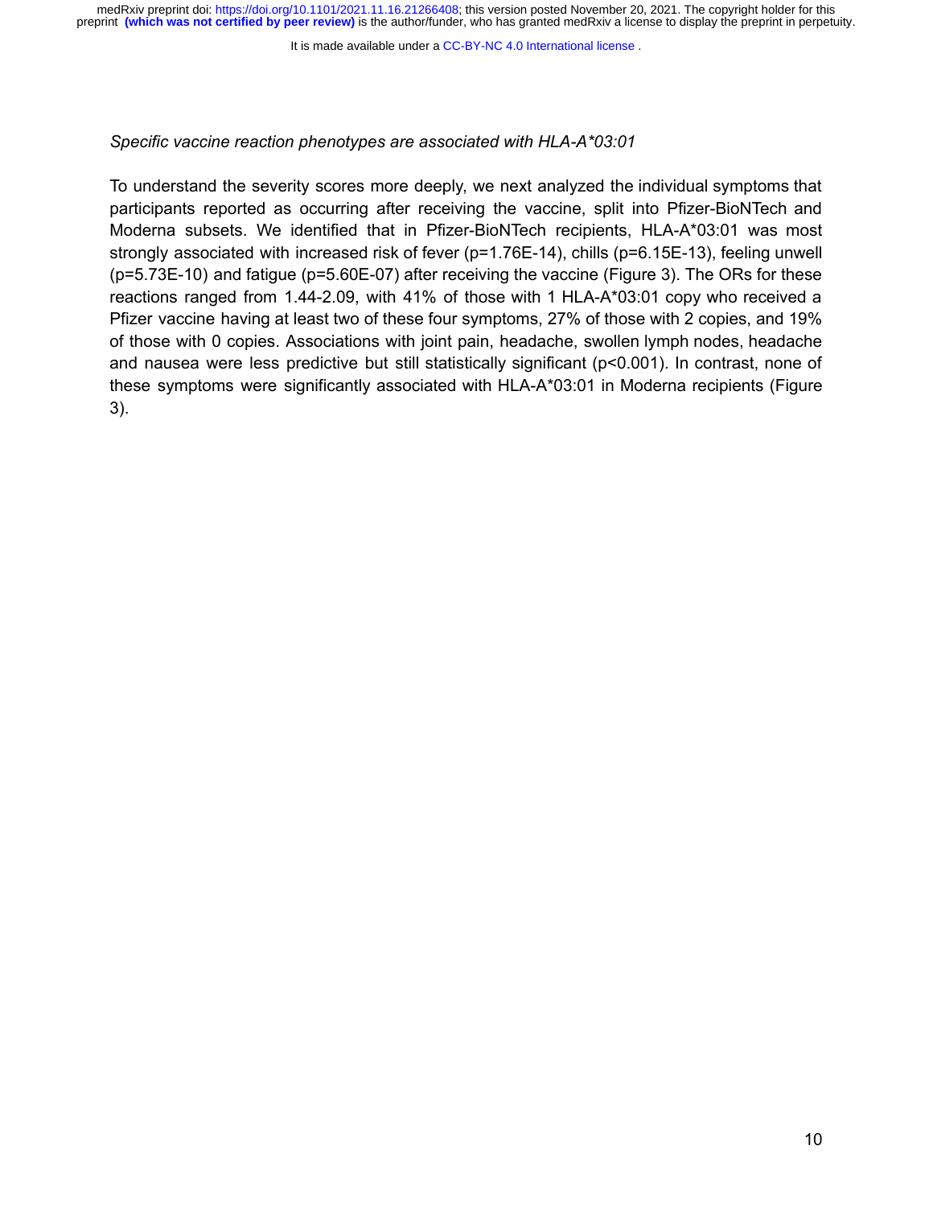*Specific vaccine reaction phenotypes are associated with HLA-A*03:01*

To understand the severity scores more deeply, we next analyzed the individual symptoms that participants reported as occurring after receiving the vaccine, split into Pfizer-BioNTech and Moderna subsets. We identified that in Pfizer-BioNTech recipients, HLA-A*03:01 was most strongly associated with increased risk of fever (p=1.76E-14), chills (p=6.15E-13), feeling unwell (p=5.73E-10) and fatigue (p=5.60E-07) after receiving the vaccine (Figure 3). The ORs for these reactions ranged from 1.44-2.09, with 41% of those with 1 HLA-A*03:01 copy who received a Pfizer vaccine having at least two of these four symptoms, 27% of those with 2 copies, and 19% of those with 0 copies. Associations with joint pain, headache, swollen lymph nodes, headache and nausea were less predictive but still statistically significant (p<0.001). In contrast, none of these symptoms were significantly associated with HLA-A*03:01 in Moderna recipients (Figure 3).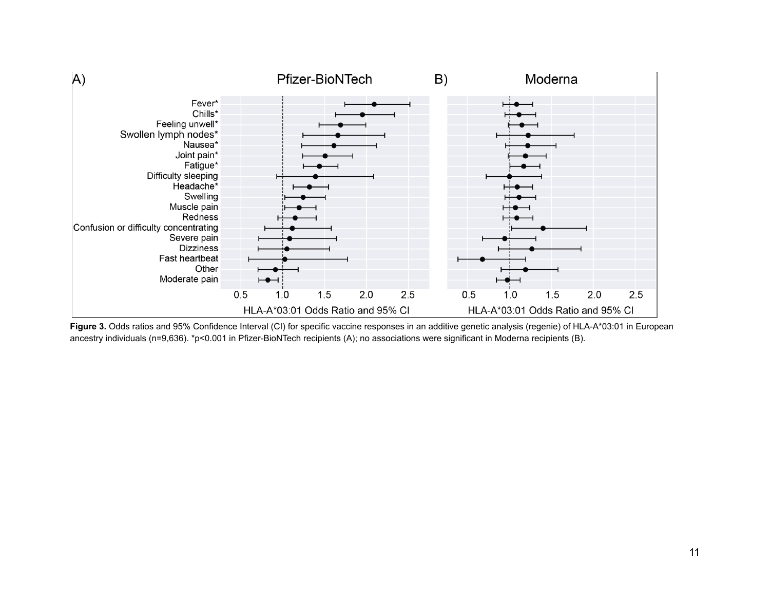**Figure 3.** Odds ratios and 95% Confidence Interval (CI) for specific vaccine responses in an additive genetic analysis (regenie) of HLA-A*03:01 in European ancestry individuals (n=9,636). *p<0.001 in Pfizer-BioNTech recipients (A); no associations were significant in Moderna recipients (B).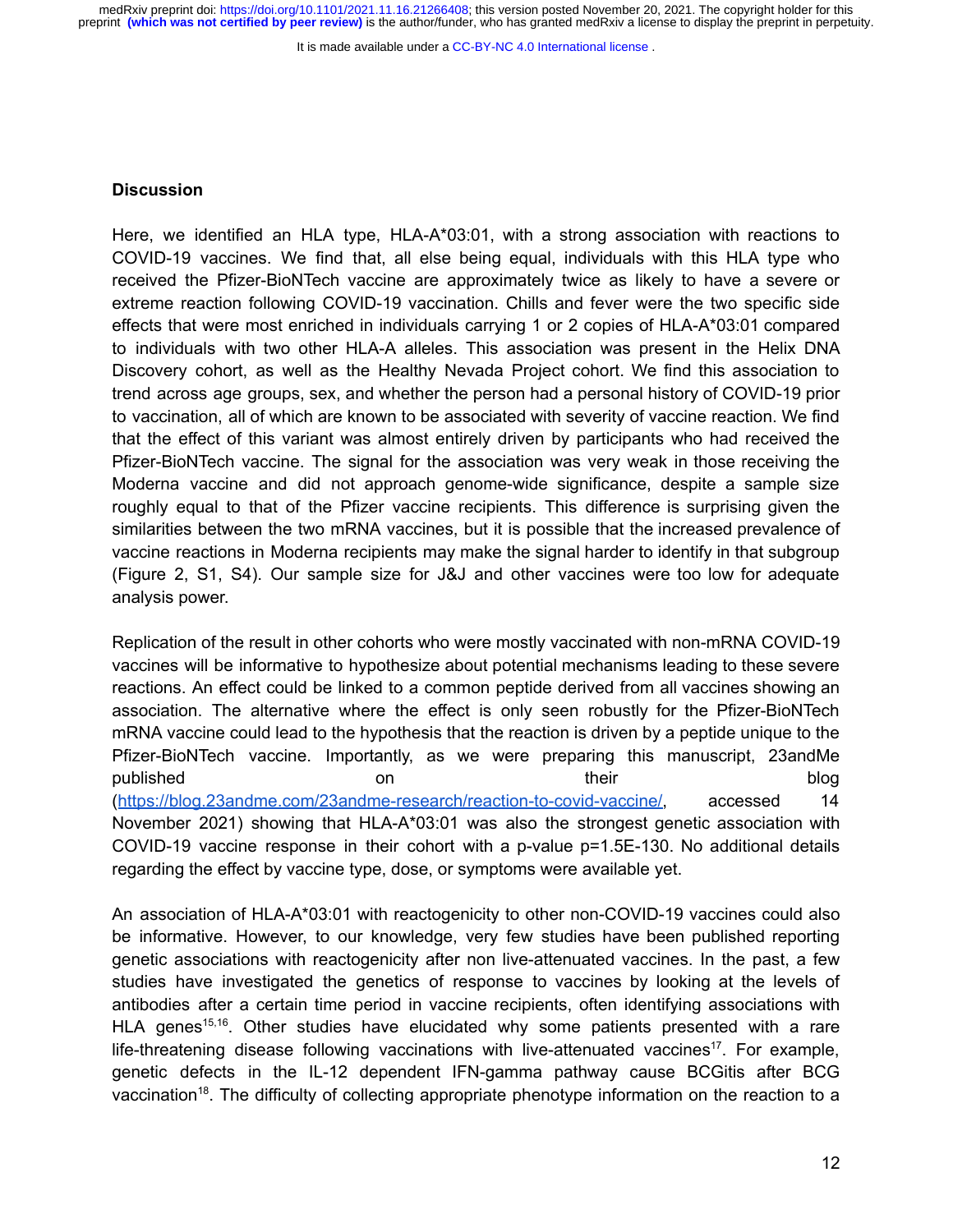## Discussion

Here, we identified an HLA type, HLA-A*03:01, with a strong association with reactions to COVID-19 vaccines. We find that, all else being equal, individuals with this HLA type who received the Pfizer-BioNTech vaccine are approximately twice as likely to have a severe or extreme reaction following COVID-19 vaccination. Chills and fever were the two specific side effects that were most enriched in individuals carrying 1 or 2 copies of HLA-A*03:01 compared to individuals with two other HLA-A alleles. This association was present in the Helix DNA Discovery cohort, as well as the Healthy Nevada Project cohort. We find this association to trend across age groups, sex, and whether the person had a personal history of COVID-19 prior to vaccination, all of which are known to be associated with severity of vaccine reaction. We find that the effect of this variant was almost entirely driven by participants who had received the Pfizer-BioNTech vaccine. The signal for the association was very weak in those receiving the Moderna vaccine and did not approach genome-wide significance, despite a sample size roughly equal to that of the Pfizer vaccine recipients. This difference is surprising given the similarities between the two mRNA vaccines, but it is possible that the increased prevalence of vaccine reactions in Moderna recipients may make the signal harder to identify in that subgroup (Figure 2, S1, S4). Our sample size for J&J and other vaccines were too low for adequate analysis power.

Replication of the result in other cohorts who were mostly vaccinated with non-mRNA COVID-19 vaccines will be informative to hypothesize about potential mechanisms leading to these severe reactions. An effect could be linked to a common peptide derived from all vaccines showing an association. The alternative where the effect is only seen robustly for the Pfizer-BioNTech mRNA vaccine could lead to the hypothesis that the reaction is driven by a peptide unique to the Pfizer-BioNTech vaccine. Importantly, as we were preparing this manuscript, 23andMe published on their blog (https://blog.23andme.com/23andme-research/reaction-to-covid-vaccine/, accessed 14 November 2021) showing that HLA-A*03:01 was also the strongest genetic association with COVID-19 vaccine response in their cohort with a p-value p=1.5E-130. No additional details regarding the effect by vaccine type, dose, or symptoms were available yet.

An association of HLA-A*03:01 with reactogenicity to other non-COVID-19 vaccines could also be informative. However, to our knowledge, very few studies have been published reporting genetic associations with reactogenicity after non live-attenuated vaccines. In the past, a few studies have investigated the genetics of response to vaccines by looking at the levels of antibodies after a certain time period in vaccine recipients, often identifying associations with HLA genes[15,16]. Other studies have elucidated why some patients presented with a rare life-threatening disease following vaccinations with live-attenuated vaccines[17]. For example, genetic defects in the IL-12 dependent IFN-gamma pathway cause BCGitis after BCG vaccination[18]. The difficulty of collecting appropriate phenotype information on the reaction to a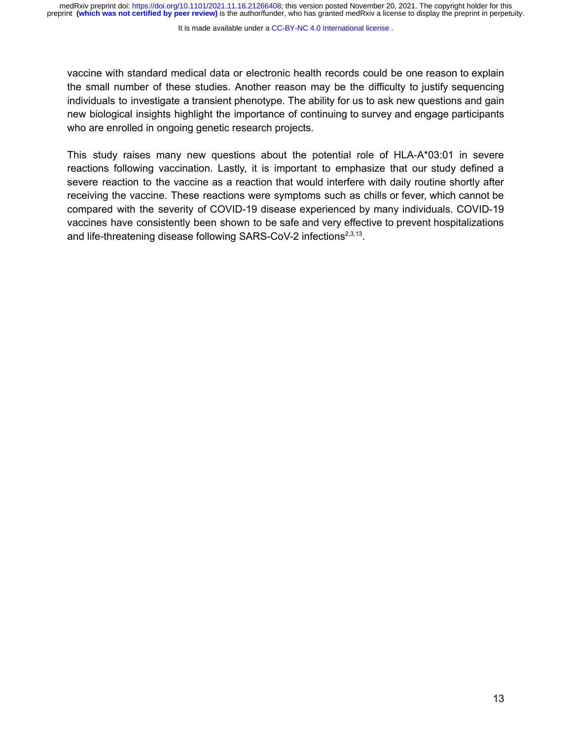vaccine with standard medical data or electronic health records could be one reason to explain the small number of these studies. Another reason may be the difficulty to justify sequencing individuals to investigate a transient phenotype. The ability for us to ask new questions and gain new biological insights highlight the importance of continuing to survey and engage participants who are enrolled in ongoing genetic research projects.

This study raises many new questions about the potential role of HLA-A*03:01 in severe reactions following vaccination. Lastly, it is important to emphasize that our study defined a severe reaction to the vaccine as a reaction that would interfere with daily routine shortly after receiving the vaccine. These reactions were symptoms such as chills or fever, which cannot be compared with the severity of COVID-19 disease experienced by many individuals. COVID-19 vaccines have consistently been shown to be safe and very effective to prevent hospitalizations and life-threatening disease following SARS-CoV-2 infections[2,3,13].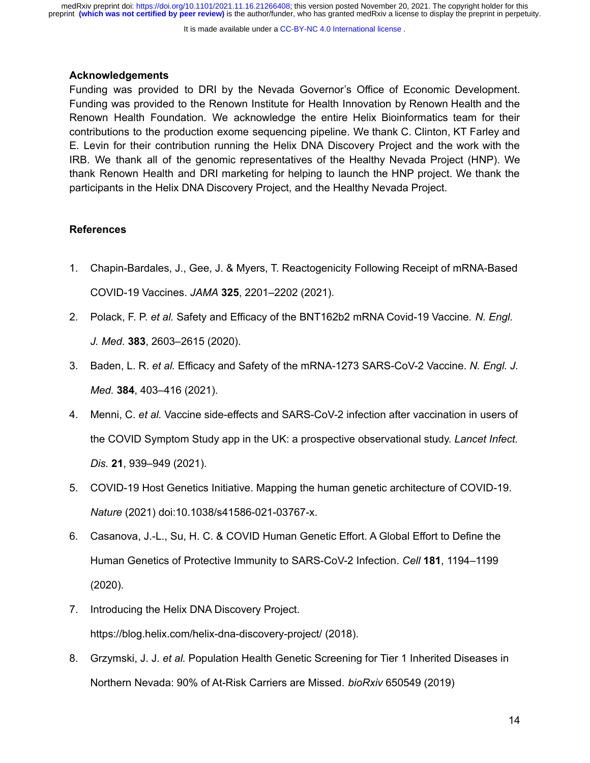## Acknowledgements

Funding was provided to DRI by the Nevada Governor's Office of Economic Development. Funding was provided to the Renown Institute for Health Innovation by Renown Health and the Renown Health Foundation. We acknowledge the entire Helix Bioinformatics team for their contributions to the production exome sequencing pipeline. We thank C. Clinton, KT Farley and E. Levin for their contribution running the Helix DNA Discovery Project and the work with the IRB. We thank all of the genomic representatives of the Healthy Nevada Project (HNP). We thank Renown Health and DRI marketing for helping to launch the HNP project. We thank the participants in the Helix DNA Discovery Project, and the Healthy Nevada Project.

## References

1. Chapin-Bardales, J., Gee, J. & Myers, T. Reactogenicity Following Receipt of mRNA-Based COVID-19 Vaccines. *JAMA* **325**, 2201–2202 (2021).
2. Polack, F. P. *et al.* Safety and Efficacy of the BNT162b2 mRNA Covid-19 Vaccine. *N. Engl. J. Med.* **383**, 2603–2615 (2020).
3. Baden, L. R. *et al.* Efficacy and Safety of the mRNA-1273 SARS-CoV-2 Vaccine. *N. Engl. J. Med.* **384**, 403–416 (2021).
4. Menni, C. *et al.* Vaccine side-effects and SARS-CoV-2 infection after vaccination in users of the COVID Symptom Study app in the UK: a prospective observational study. *Lancet Infect. Dis.* **21**, 939–949 (2021).
5. COVID-19 Host Genetics Initiative. Mapping the human genetic architecture of COVID-19. *Nature* (2021) doi:10.1038/s41586-021-03767-x.
6. Casanova, J.-L., Su, H. C. & COVID Human Genetic Effort. A Global Effort to Define the Human Genetics of Protective Immunity to SARS-CoV-2 Infection. *Cell* **181**, 1194–1199 (2020).
7. Introducing the Helix DNA Discovery Project. https://blog.helix.com/helix-dna-discovery-project/ (2018).
8. Grzymski, J. J. *et al.* Population Health Genetic Screening for Tier 1 Inherited Diseases in Northern Nevada: 90% of At-Risk Carriers are Missed. *bioRxiv* 650549 (2019)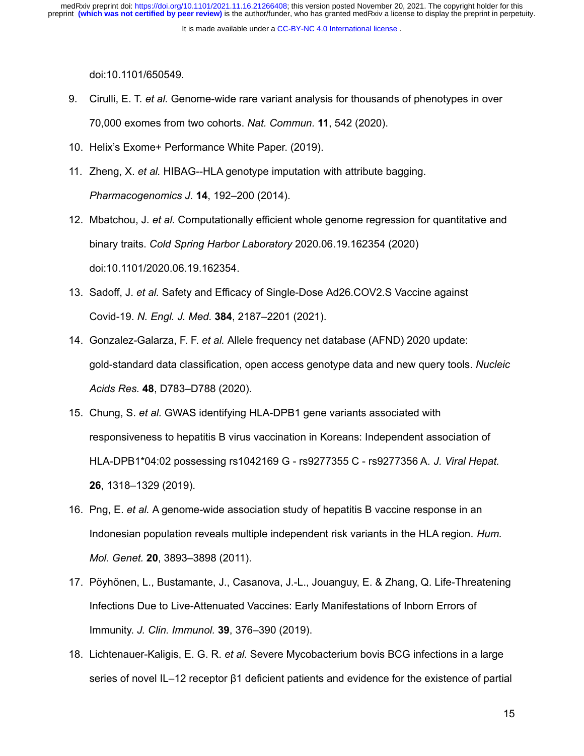doi:10.1101/650549.

9. Cirulli, E. T. *et al.* Genome-wide rare variant analysis for thousands of phenotypes in over 70,000 exomes from two cohorts. *Nat. Commun.* **11**, 542 (2020).
10. Helix's Exome+ Performance White Paper. (2019).
11. Zheng, X. *et al.* HIBAG--HLA genotype imputation with attribute bagging. *Pharmacogenomics J.* **14**, 192–200 (2014).
12. Mbatchou, J. *et al.* Computationally efficient whole genome regression for quantitative and binary traits. *Cold Spring Harbor Laboratory* 2020.06.19.162354 (2020) doi:10.1101/2020.06.19.162354.
13. Sadoff, J. *et al.* Safety and Efficacy of Single-Dose Ad26.COV2.S Vaccine against Covid-19. *N. Engl. J. Med.* **384**, 2187–2201 (2021).
14. Gonzalez-Galarza, F. F. *et al.* Allele frequency net database (AFND) 2020 update: gold-standard data classification, open access genotype data and new query tools. *Nucleic Acids Res.* **48**, D783–D788 (2020).
15. Chung, S. *et al.* GWAS identifying HLA-DPB1 gene variants associated with responsiveness to hepatitis B virus vaccination in Koreans: Independent association of HLA-DPB1*04:02 possessing rs1042169 G - rs9277355 C - rs9277356 A. *J. Viral Hepat.* **26**, 1318–1329 (2019).
16. Png, E. *et al.* A genome-wide association study of hepatitis B vaccine response in an Indonesian population reveals multiple independent risk variants in the HLA region. *Hum. Mol. Genet.* **20**, 3893–3898 (2011).
17. Pöyhönen, L., Bustamante, J., Casanova, J.-L., Jouanguy, E. & Zhang, Q. Life-Threatening Infections Due to Live-Attenuated Vaccines: Early Manifestations of Inborn Errors of Immunity. *J. Clin. Immunol.* **39**, 376–390 (2019).
18. Lichtenauer-Kaligis, E. G. R. *et al.* Severe Mycobacterium bovis BCG infections in a large series of novel IL–12 receptor β1 deficient patients and evidence for the existence of partial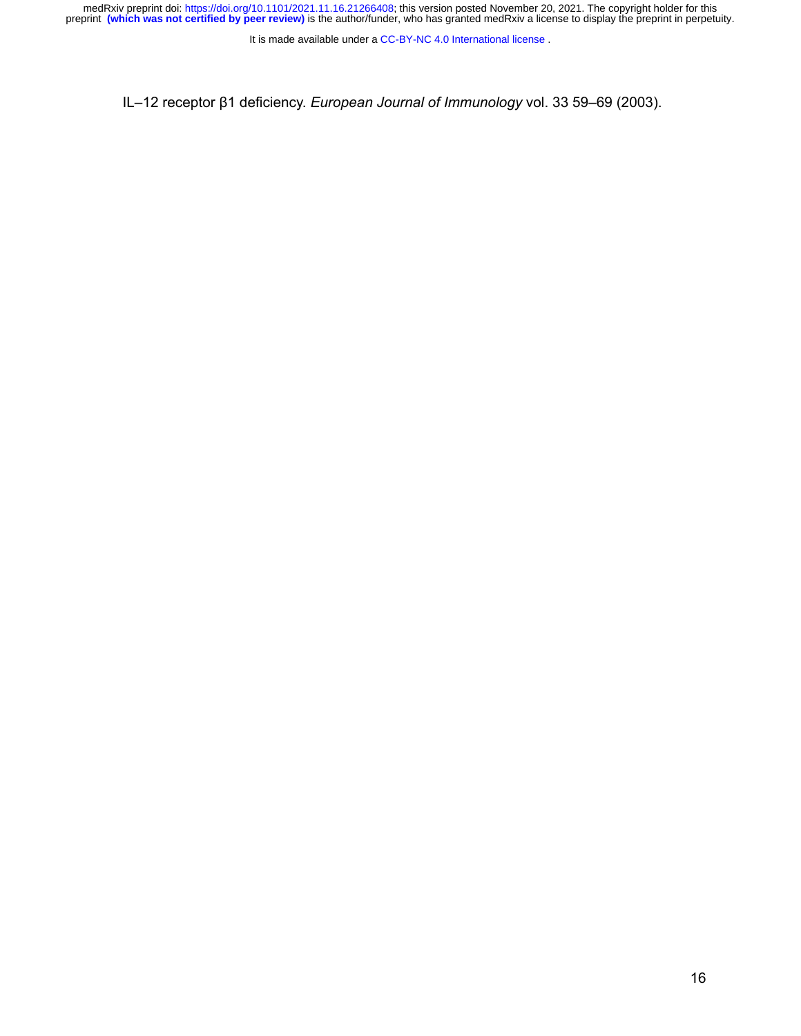IL–12 receptor β1 deficiency. *European Journal of Immunology* vol. 33 59–69 (2003).